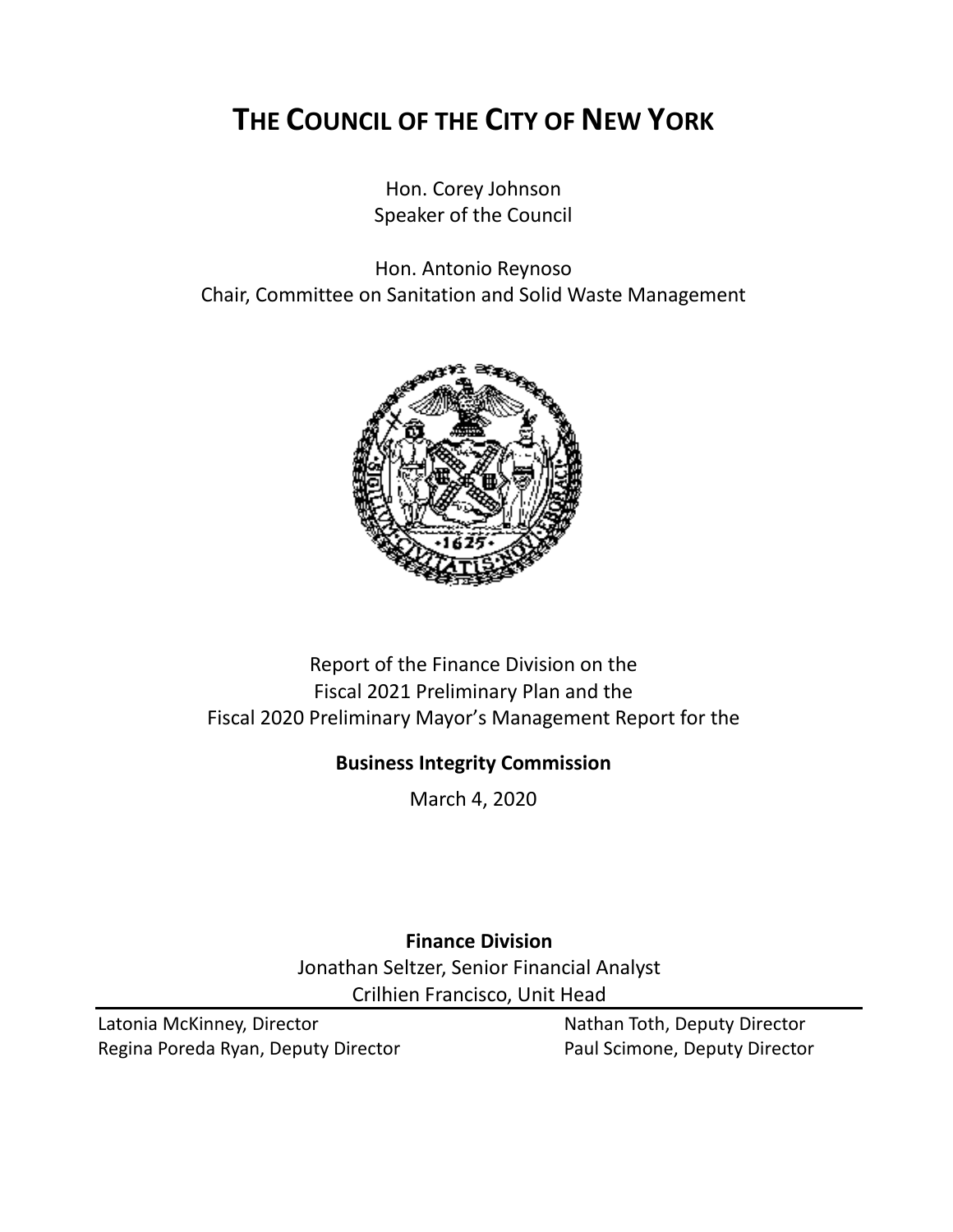# THE COUNCIL OF THE CITY OF NEW YORK

Hon. Corey Johnson
Speaker of the Council

Hon. Antonio Reynoso
Chair, Committee on Sanitation and Solid Waste Management

Report of the Finance Division on the
Fiscal 2021 Preliminary Plan and the
Fiscal 2020 Preliminary Mayor's Management Report for the

**Business Integrity Commission**

March 4, 2020

**Finance Division**
Jonathan Seltzer, Senior Financial Analyst
Crilhien Francisco, Unit Head

Latonia McKinney, Director
Regina Poreda Ryan, Deputy Director
Nathan Toth, Deputy Director
Paul Scimone, Deputy Director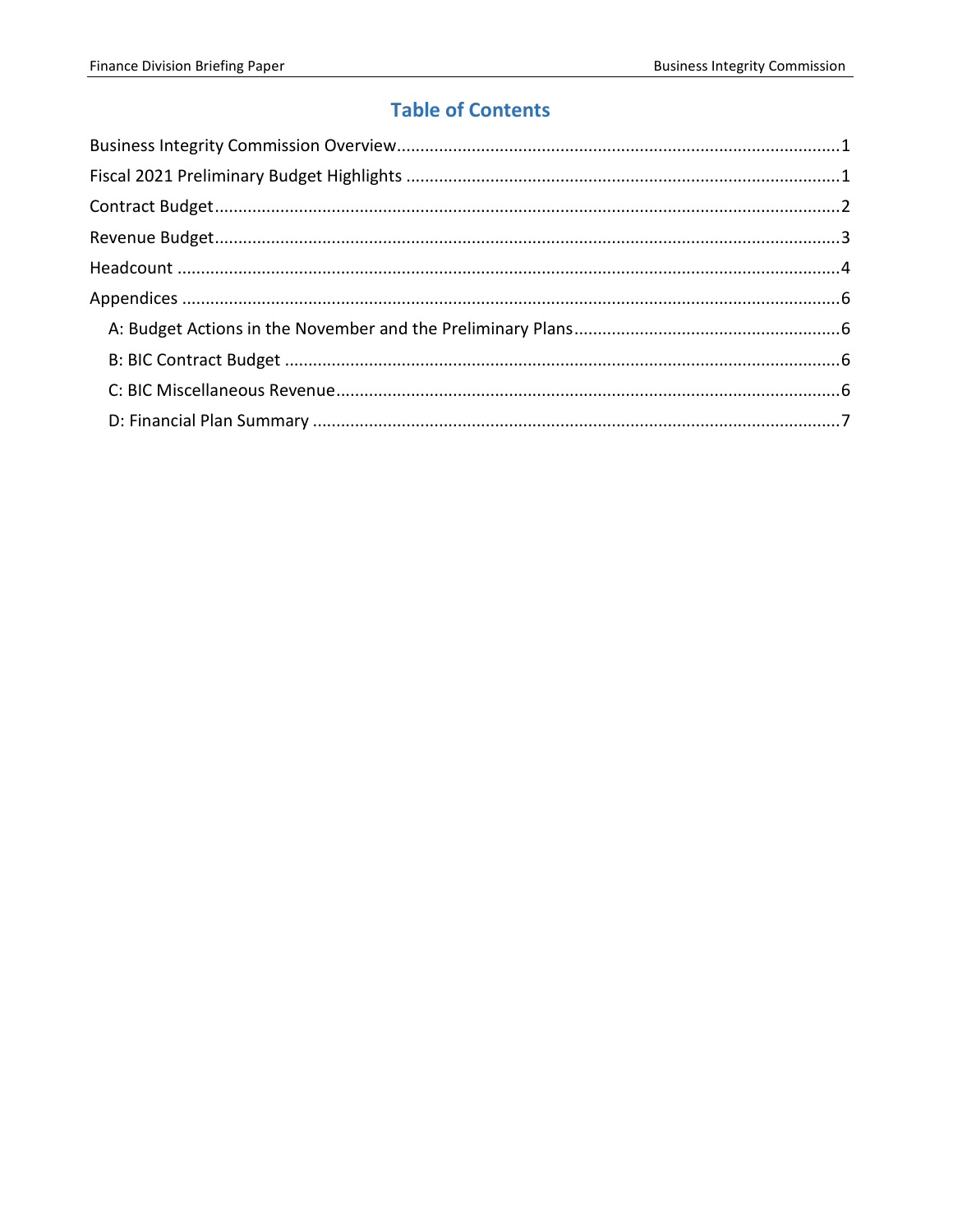## Table of Contents

Business Integrity Commission Overview.....1

Fiscal 2021 Preliminary Budget Highlights.....1

Contract Budget.....2

Revenue Budget.....3

Headcount.....4

Appendices.....6

- A: Budget Actions in the November and the Preliminary Plans.....6
- B: BIC Contract Budget.....6
- C: BIC Miscellaneous Revenue.....6
- D: Financial Plan Summary.....7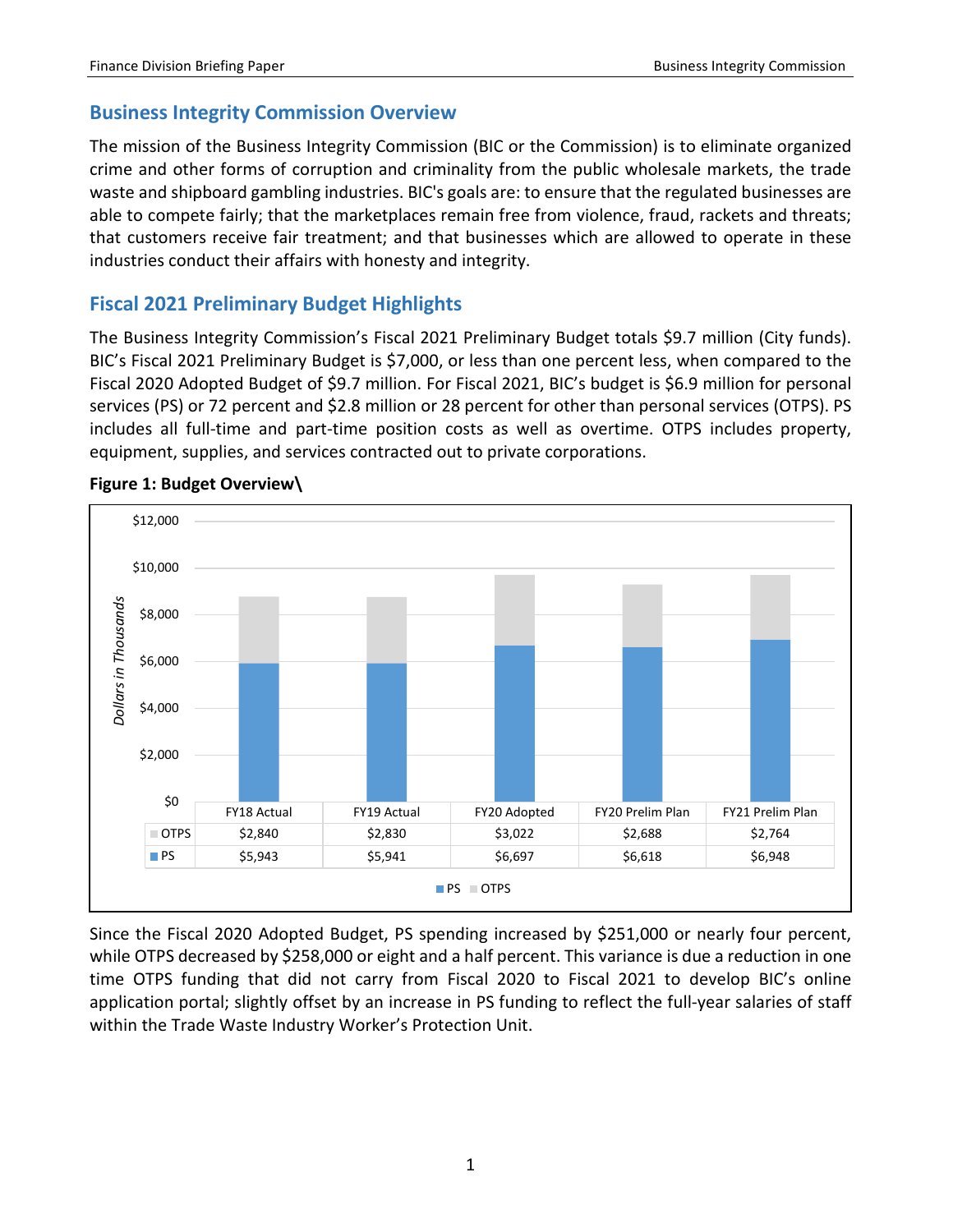## Business Integrity Commission Overview

The mission of the Business Integrity Commission (BIC or the Commission) is to eliminate organized crime and other forms of corruption and criminality from the public wholesale markets, the trade waste and shipboard gambling industries. BIC's goals are: to ensure that the regulated businesses are able to compete fairly; that the marketplaces remain free from violence, fraud, rackets and threats; that customers receive fair treatment; and that businesses which are allowed to operate in these industries conduct their affairs with honesty and integrity.

## Fiscal 2021 Preliminary Budget Highlights

The Business Integrity Commission's Fiscal 2021 Preliminary Budget totals $9.7 million (City funds). BIC's Fiscal 2021 Preliminary Budget is $7,000, or less than one percent less, when compared to the Fiscal 2020 Adopted Budget of $9.7 million. For Fiscal 2021, BIC's budget is $6.9 million for personal services (PS) or 72 percent and $2.8 million or 28 percent for other than personal services (OTPS). PS includes all full-time and part-time position costs as well as overtime. OTPS includes property, equipment, supplies, and services contracted out to private corporations.

**Figure 1: Budget Overview\**

*Dollars in Thousands*

| | FY18 Actual | FY19 Actual | FY20 Adopted | FY20 Prelim Plan | FY21 Prelim Plan |
|---|---|---|---|---|---|
| OTPS | $2,840 | $2,830 | $3,022 | $2,688 | $2,764 |
| PS | $5,943 | $5,941 | $6,697 | $6,618 | $6,948 |

Since the Fiscal 2020 Adopted Budget, PS spending increased by $251,000 or nearly four percent, while OTPS decreased by $258,000 or eight and a half percent. This variance is due a reduction in one time OTPS funding that did not carry from Fiscal 2020 to Fiscal 2021 to develop BIC's online application portal; slightly offset by an increase in PS funding to reflect the full-year salaries of staff within the Trade Waste Industry Worker's Protection Unit.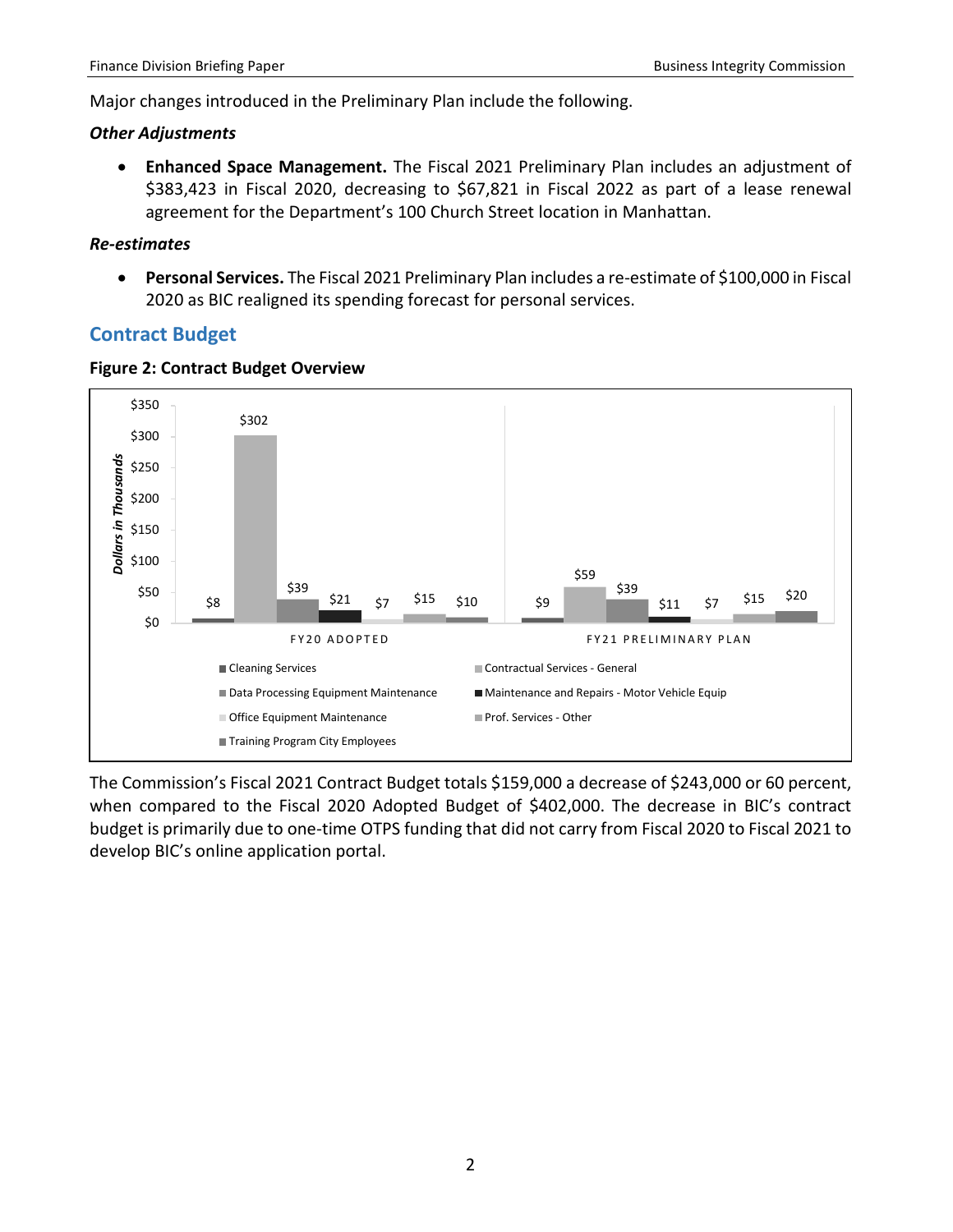Major changes introduced in the Preliminary Plan include the following.

***Other Adjustments***

- **Enhanced Space Management.** The Fiscal 2021 Preliminary Plan includes an adjustment of $383,423 in Fiscal 2020, decreasing to $67,821 in Fiscal 2022 as part of a lease renewal agreement for the Department's 100 Church Street location in Manhattan.

***Re-estimates***

- **Personal Services.** The Fiscal 2021 Preliminary Plan includes a re-estimate of $100,000 in Fiscal 2020 as BIC realigned its spending forecast for personal services.

## Contract Budget

**Figure 2: Contract Budget Overview**

*Dollars in Thousands*

| | FY20 ADOPTED | FY21 PRELIMINARY PLAN |
|---|---|---|
| Cleaning Services | $8 | $9 |
| Contractual Services - General | $302 | $59 |
| Data Processing Equipment Maintenance | $39 | $39 |
| Maintenance and Repairs - Motor Vehicle Equip | $21 | $11 |
| Office Equipment Maintenance | $7 | $7 |
| Prof. Services - Other | $15 | $15 |
| Training Program City Employees | $10 | $20 |

The Commission's Fiscal 2021 Contract Budget totals $159,000 a decrease of $243,000 or 60 percent, when compared to the Fiscal 2020 Adopted Budget of $402,000. The decrease in BIC's contract budget is primarily due to one-time OTPS funding that did not carry from Fiscal 2020 to Fiscal 2021 to develop BIC's online application portal.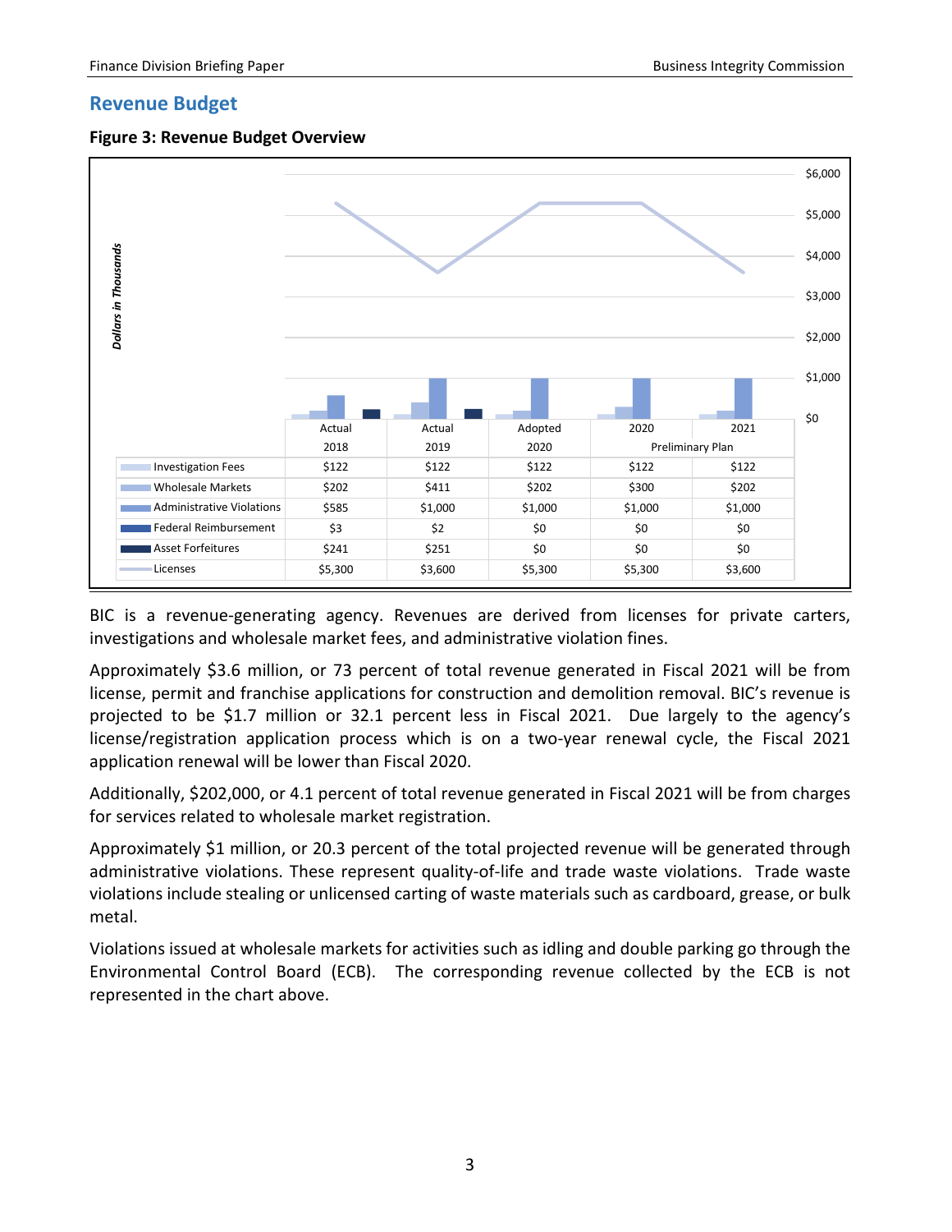## Revenue Budget

**Figure 3: Revenue Budget Overview**

*Dollars in Thousands*

| | Actual 2018 | Actual 2019 | Adopted 2020 | 2020 Preliminary Plan | 2021 Preliminary Plan |
|---|---|---|---|---|---|
| Investigation Fees | $122 | $122 | $122 | $122 | $122 |
| Wholesale Markets | $202 | $411 | $202 | $300 | $202 |
| Administrative Violations | $585 | $1,000 | $1,000 | $1,000 | $1,000 |
| Federal Reimbursement | $3 | $2 | $0 | $0 | $0 |
| Asset Forfeitures | $241 | $251 | $0 | $0 | $0 |
| Licenses | $5,300 | $3,600 | $5,300 | $5,300 | $3,600 |

BIC is a revenue-generating agency. Revenues are derived from licenses for private carters, investigations and wholesale market fees, and administrative violation fines.

Approximately $3.6 million, or 73 percent of total revenue generated in Fiscal 2021 will be from license, permit and franchise applications for construction and demolition removal. BIC's revenue is projected to be $1.7 million or 32.1 percent less in Fiscal 2021. Due largely to the agency's license/registration application process which is on a two-year renewal cycle, the Fiscal 2021 application renewal will be lower than Fiscal 2020.

Additionally, $202,000, or 4.1 percent of total revenue generated in Fiscal 2021 will be from charges for services related to wholesale market registration.

Approximately $1 million, or 20.3 percent of the total projected revenue will be generated through administrative violations. These represent quality-of-life and trade waste violations. Trade waste violations include stealing or unlicensed carting of waste materials such as cardboard, grease, or bulk metal.

Violations issued at wholesale markets for activities such as idling and double parking go through the Environmental Control Board (ECB). The corresponding revenue collected by the ECB is not represented in the chart above.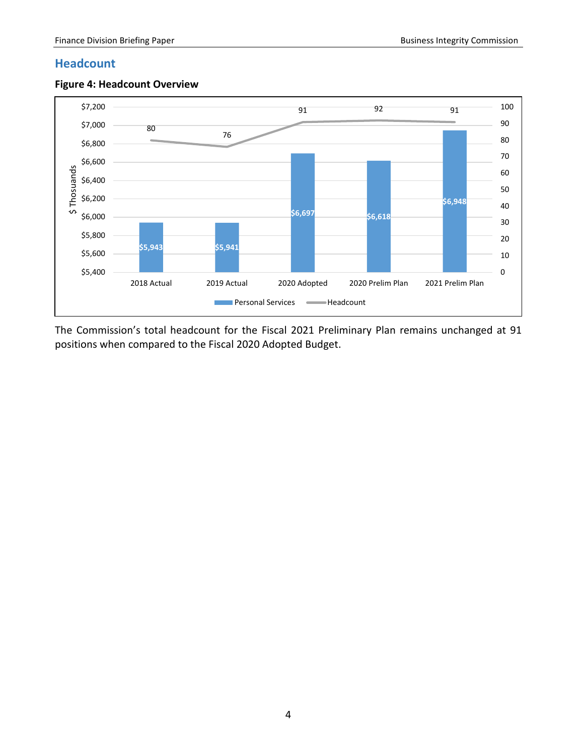## Headcount

**Figure 4: Headcount Overview**

| | 2018 Actual | 2019 Actual | 2020 Adopted | 2020 Prelim Plan | 2021 Prelim Plan |
|---|---|---|---|---|---|
| Personal Services ($ Thousands) | $5,943 | $5,941 | $6,697 | $6,618 | $6,948 |
| Headcount | 80 | 76 | 91 | 92 | 91 |

The Commission's total headcount for the Fiscal 2021 Preliminary Plan remains unchanged at 91 positions when compared to the Fiscal 2020 Adopted Budget.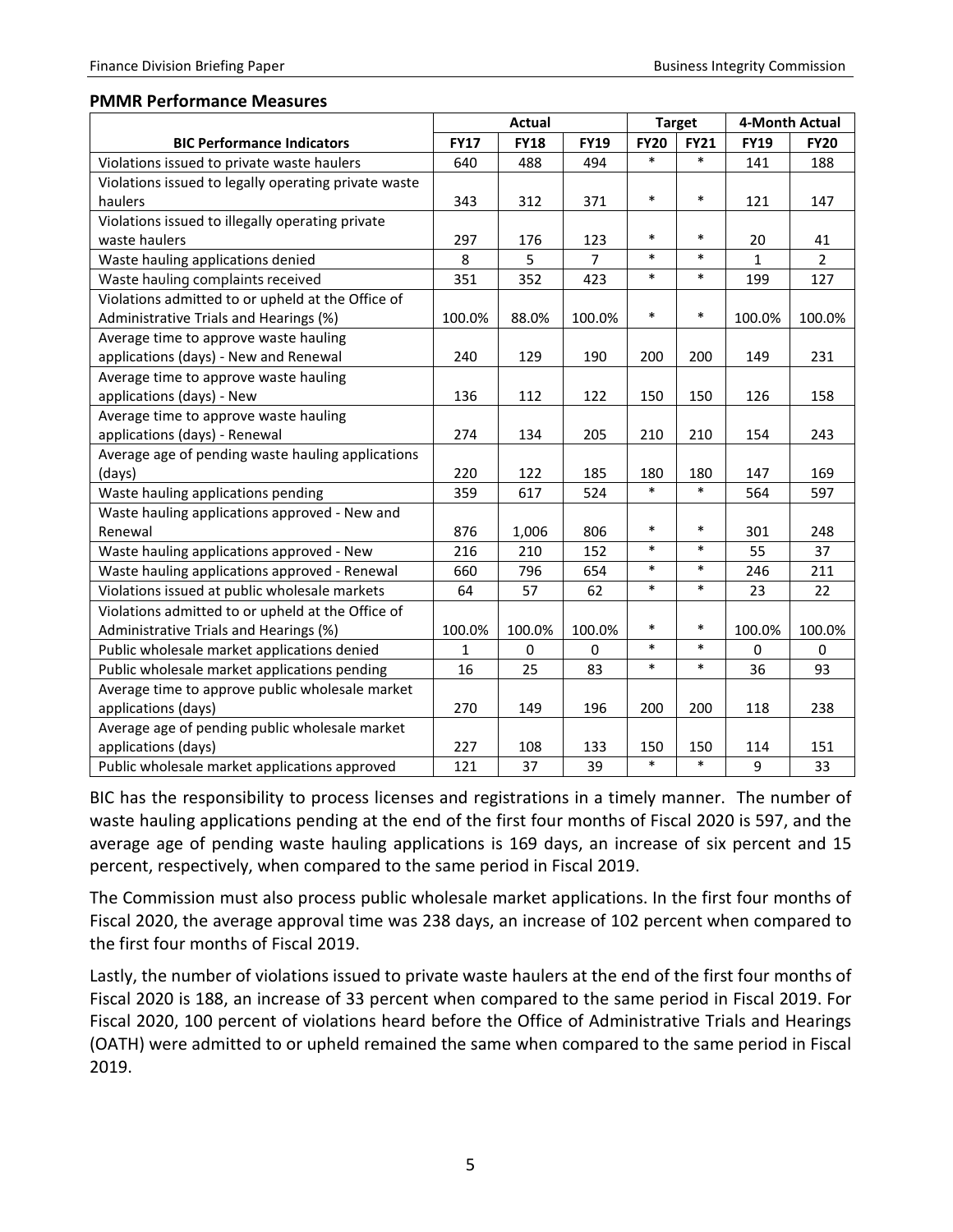**PMMR Performance Measures**

| BIC Performance Indicators | Actual | | | Target | | 4-Month Actual | |
|---|---|---|---|---|---|---|---|
| | FY17 | FY18 | FY19 | FY20 | FY21 | FY19 | FY20 |
| Violations issued to private waste haulers | 640 | 488 | 494 | * | * | 141 | 188 |
| Violations issued to legally operating private waste haulers | 343 | 312 | 371 | * | * | 121 | 147 |
| Violations issued to illegally operating private waste haulers | 297 | 176 | 123 | * | * | 20 | 41 |
| Waste hauling applications denied | 8 | 5 | 7 | * | * | 1 | 2 |
| Waste hauling complaints received | 351 | 352 | 423 | * | * | 199 | 127 |
| Violations admitted to or upheld at the Office of Administrative Trials and Hearings (%) | 100.0% | 88.0% | 100.0% | * | * | 100.0% | 100.0% |
| Average time to approve waste hauling applications (days) - New and Renewal | 240 | 129 | 190 | 200 | 200 | 149 | 231 |
| Average time to approve waste hauling applications (days) - New | 136 | 112 | 122 | 150 | 150 | 126 | 158 |
| Average time to approve waste hauling applications (days) - Renewal | 274 | 134 | 205 | 210 | 210 | 154 | 243 |
| Average age of pending waste hauling applications (days) | 220 | 122 | 185 | 180 | 180 | 147 | 169 |
| Waste hauling applications pending | 359 | 617 | 524 | * | * | 564 | 597 |
| Waste hauling applications approved - New and Renewal | 876 | 1,006 | 806 | * | * | 301 | 248 |
| Waste hauling applications approved - New | 216 | 210 | 152 | * | * | 55 | 37 |
| Waste hauling applications approved - Renewal | 660 | 796 | 654 | * | * | 246 | 211 |
| Violations issued at public wholesale markets | 64 | 57 | 62 | * | * | 23 | 22 |
| Violations admitted to or upheld at the Office of Administrative Trials and Hearings (%) | 100.0% | 100.0% | 100.0% | * | * | 100.0% | 100.0% |
| Public wholesale market applications denied | 1 | 0 | 0 | * | * | 0 | 0 |
| Public wholesale market applications pending | 16 | 25 | 83 | * | * | 36 | 93 |
| Average time to approve public wholesale market applications (days) | 270 | 149 | 196 | 200 | 200 | 118 | 238 |
| Average age of pending public wholesale market applications (days) | 227 | 108 | 133 | 150 | 150 | 114 | 151 |
| Public wholesale market applications approved | 121 | 37 | 39 | * | * | 9 | 33 |

BIC has the responsibility to process licenses and registrations in a timely manner. The number of waste hauling applications pending at the end of the first four months of Fiscal 2020 is 597, and the average age of pending waste hauling applications is 169 days, an increase of six percent and 15 percent, respectively, when compared to the same period in Fiscal 2019.

The Commission must also process public wholesale market applications. In the first four months of Fiscal 2020, the average approval time was 238 days, an increase of 102 percent when compared to the first four months of Fiscal 2019.

Lastly, the number of violations issued to private waste haulers at the end of the first four months of Fiscal 2020 is 188, an increase of 33 percent when compared to the same period in Fiscal 2019. For Fiscal 2020, 100 percent of violations heard before the Office of Administrative Trials and Hearings (OATH) were admitted to or upheld remained the same when compared to the same period in Fiscal 2019.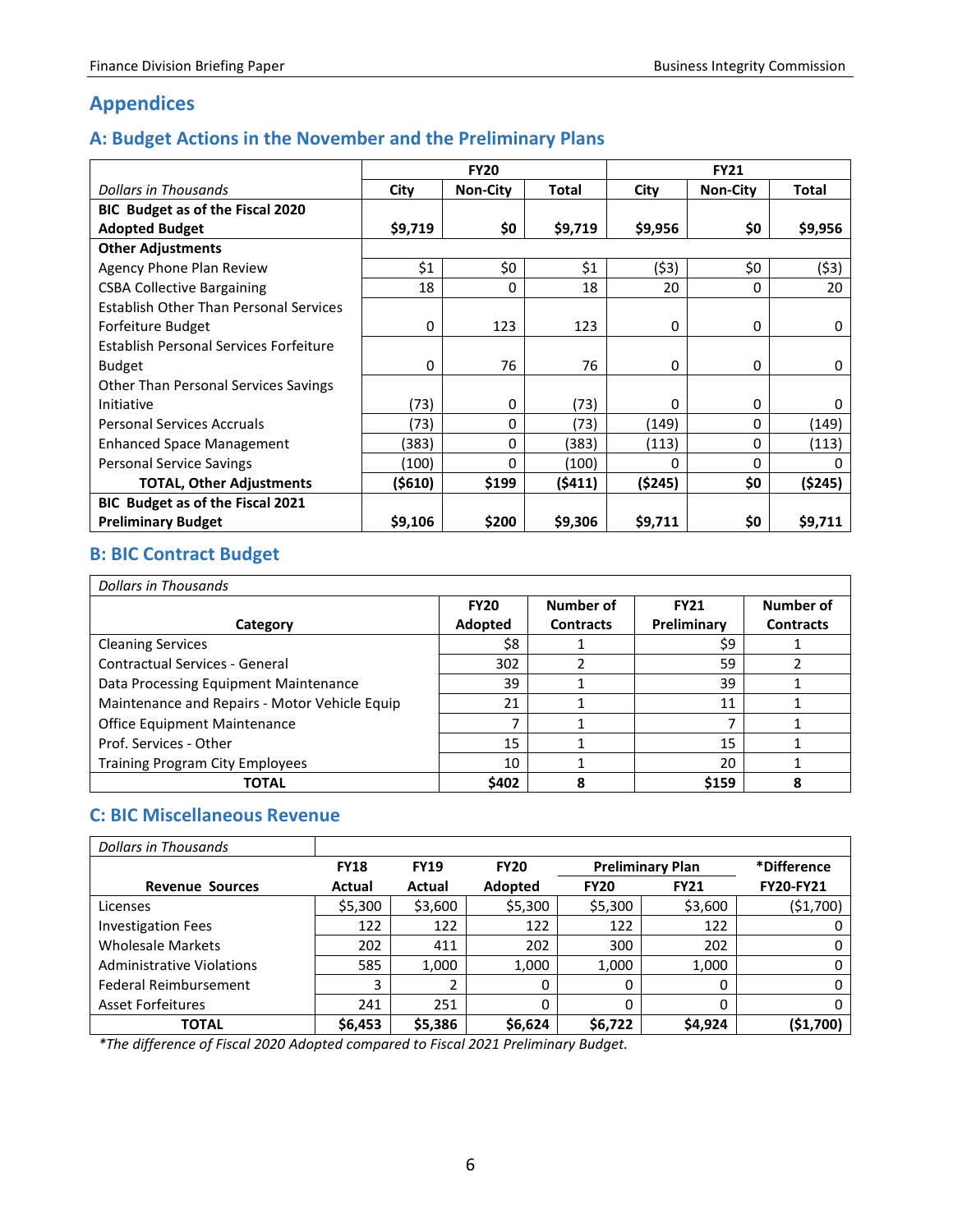# Appendices

## A: Budget Actions in the November and the Preliminary Plans

| *Dollars in Thousands* | FY20 | | | FY21 | | |
|---|---|---|---|---|---|---|
| | **City** | **Non-City** | **Total** | **City** | **Non-City** | **Total** |
| **BIC Budget as of the Fiscal 2020 Adopted Budget** | **$9,719** | **$0** | **$9,719** | **$9,956** | **$0** | **$9,956** |
| **Other Adjustments** | | | | | | |
| Agency Phone Plan Review | $1 | $0 | $1 | ($3) | $0 | ($3) |
| CSBA Collective Bargaining | 18 | 0 | 18 | 20 | 0 | 20 |
| Establish Other Than Personal Services Forfeiture Budget | 0 | 123 | 123 | 0 | 0 | 0 |
| Establish Personal Services Forfeiture Budget | 0 | 76 | 76 | 0 | 0 | 0 |
| Other Than Personal Services Savings Initiative | (73) | 0 | (73) | 0 | 0 | 0 |
| Personal Services Accruals | (73) | 0 | (73) | (149) | 0 | (149) |
| Enhanced Space Management | (383) | 0 | (383) | (113) | 0 | (113) |
| Personal Service Savings | (100) | 0 | (100) | 0 | 0 | 0 |
| **TOTAL, Other Adjustments** | **($610)** | **$199** | **($411)** | **($245)** | **$0** | **($245)** |
| **BIC Budget as of the Fiscal 2021 Preliminary Budget** | **$9,106** | **$200** | **$9,306** | **$9,711** | **$0** | **$9,711** |

## B: BIC Contract Budget

| *Dollars in Thousands* | | | | |
|---|---|---|---|---|
| **Category** | **FY20 Adopted** | **Number of Contracts** | **FY21 Preliminary** | **Number of Contracts** |
| Cleaning Services | $8 | 1 | $9 | 1 |
| Contractual Services - General | 302 | 2 | 59 | 2 |
| Data Processing Equipment Maintenance | 39 | 1 | 39 | 1 |
| Maintenance and Repairs - Motor Vehicle Equip | 21 | 1 | 11 | 1 |
| Office Equipment Maintenance | 7 | 1 | 7 | 1 |
| Prof. Services - Other | 15 | 1 | 15 | 1 |
| Training Program City Employees | 10 | 1 | 20 | 1 |
| **TOTAL** | **$402** | **8** | **$159** | **8** |

## C: BIC Miscellaneous Revenue

| *Dollars in Thousands* | | | | | | |
|---|---|---|---|---|---|---|
| | **FY18** | **FY19** | **FY20** | **Preliminary Plan** | | ***Difference** |
| **Revenue Sources** | **Actual** | **Actual** | **Adopted** | **FY20** | **FY21** | **FY20-FY21** |
| Licenses | $5,300 | $3,600 | $5,300 | $5,300 | $3,600 | ($1,700) |
| Investigation Fees | 122 | 122 | 122 | 122 | 122 | 0 |
| Wholesale Markets | 202 | 411 | 202 | 300 | 202 | 0 |
| Administrative Violations | 585 | 1,000 | 1,000 | 1,000 | 1,000 | 0 |
| Federal Reimbursement | 3 | 2 | 0 | 0 | 0 | 0 |
| Asset Forfeitures | 241 | 251 | 0 | 0 | 0 | 0 |
| **TOTAL** | **$6,453** | **$5,386** | **$6,624** | **$6,722** | **$4,924** | **($1,700)** |

*\*The difference of Fiscal 2020 Adopted compared to Fiscal 2021 Preliminary Budget.*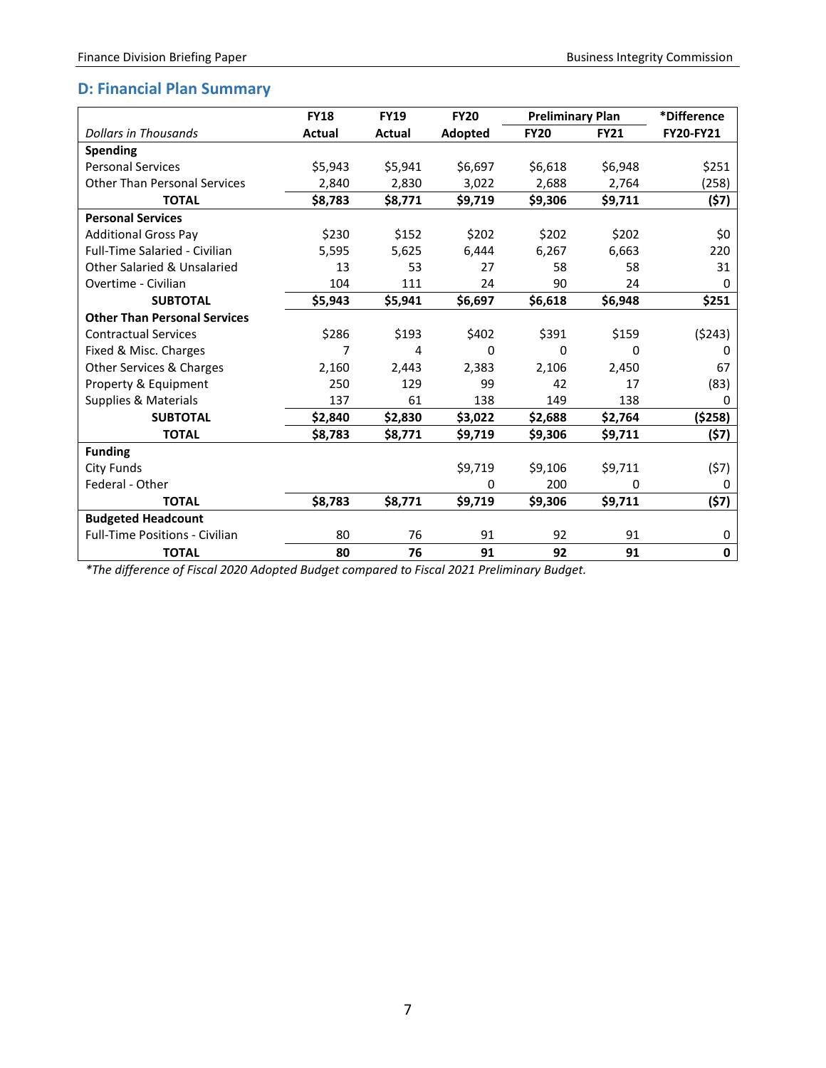## D: Financial Plan Summary

| | FY18 | FY19 | FY20 | Preliminary Plan | | *Difference |
|---|---|---|---|---|---|---|
| *Dollars in Thousands* | Actual | Actual | Adopted | FY20 | FY21 | FY20-FY21 |
| **Spending** | | | | | | |
| Personal Services | $5,943 | $5,941 | $6,697 | $6,618 | $6,948 | $251 |
| Other Than Personal Services | 2,840 | 2,830 | 3,022 | 2,688 | 2,764 | (258) |
| **TOTAL** | **$8,783** | **$8,771** | **$9,719** | **$9,306** | **$9,711** | **($7)** |
| **Personal Services** | | | | | | |
| Additional Gross Pay | $230 | $152 | $202 | $202 | $202 | $0 |
| Full-Time Salaried - Civilian | 5,595 | 5,625 | 6,444 | 6,267 | 6,663 | 220 |
| Other Salaried & Unsalaried | 13 | 53 | 27 | 58 | 58 | 31 |
| Overtime - Civilian | 104 | 111 | 24 | 90 | 24 | 0 |
| **SUBTOTAL** | **$5,943** | **$5,941** | **$6,697** | **$6,618** | **$6,948** | **$251** |
| **Other Than Personal Services** | | | | | | |
| Contractual Services | $286 | $193 | $402 | $391 | $159 | ($243) |
| Fixed & Misc. Charges | 7 | 4 | 0 | 0 | 0 | 0 |
| Other Services & Charges | 2,160 | 2,443 | 2,383 | 2,106 | 2,450 | 67 |
| Property & Equipment | 250 | 129 | 99 | 42 | 17 | (83) |
| Supplies & Materials | 137 | 61 | 138 | 149 | 138 | 0 |
| **SUBTOTAL** | **$2,840** | **$2,830** | **$3,022** | **$2,688** | **$2,764** | **($258)** |
| **TOTAL** | **$8,783** | **$8,771** | **$9,719** | **$9,306** | **$9,711** | **($7)** |
| **Funding** | | | | | | |
| City Funds | | | $9,719 | $9,106 | $9,711 | ($7) |
| Federal - Other | | | 0 | 200 | 0 | 0 |
| **TOTAL** | **$8,783** | **$8,771** | **$9,719** | **$9,306** | **$9,711** | **($7)** |
| **Budgeted Headcount** | | | | | | |
| Full-Time Positions - Civilian | 80 | 76 | 91 | 92 | 91 | 0 |
| **TOTAL** | **80** | **76** | **91** | **92** | **91** | **0** |

*\*The difference of Fiscal 2020 Adopted Budget compared to Fiscal 2021 Preliminary Budget.*